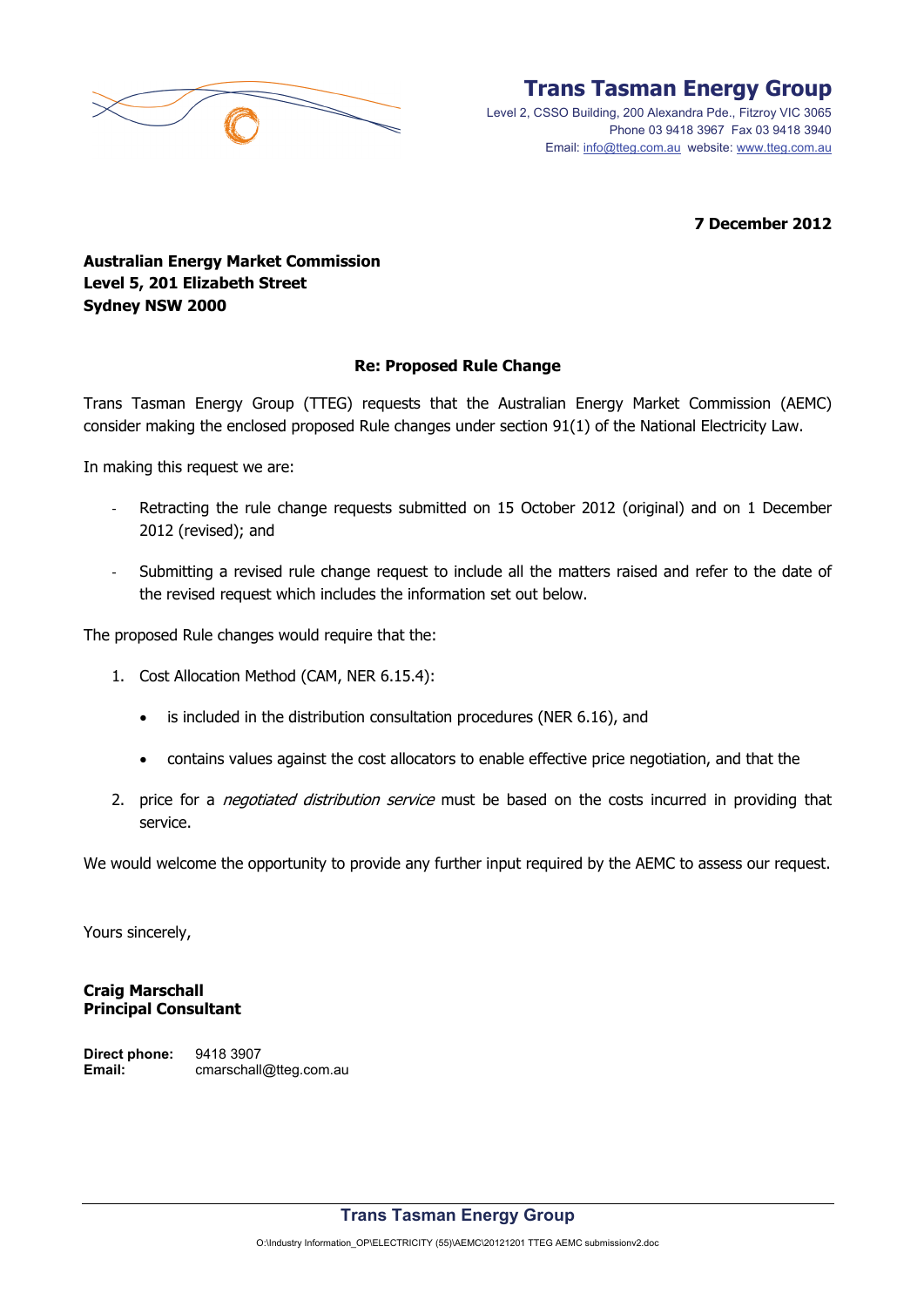# Trans Tasman Energy Group

Level 2, CSSO Building, 200 Alexandra Pde., Fitzroy VIC 3065
Phone 03 9418 3967 Fax 03 9418 3940
Email: info@tteg.com.au website: www.tteg.com.au

**7 December 2012**

**Australian Energy Market Commission**
**Level 5, 201 Elizabeth Street**
**Sydney NSW 2000**

**Re: Proposed Rule Change**

Trans Tasman Energy Group (TTEG) requests that the Australian Energy Market Commission (AEMC) consider making the enclosed proposed Rule changes under section 91(1) of the National Electricity Law.

In making this request we are:

- Retracting the rule change requests submitted on 15 October 2012 (original) and on 1 December 2012 (revised); and
- Submitting a revised rule change request to include all the matters raised and refer to the date of the revised request which includes the information set out below.

The proposed Rule changes would require that the:

1. Cost Allocation Method (CAM, NER 6.15.4):
   - is included in the distribution consultation procedures (NER 6.16), and
   - contains values against the cost allocators to enable effective price negotiation, and that the
2. price for a *negotiated distribution service* must be based on the costs incurred in providing that service.

We would welcome the opportunity to provide any further input required by the AEMC to assess our request.

Yours sincerely,

**Craig Marschall**
**Principal Consultant**

**Direct phone:** 9418 3907
**Email:** cmarschall@tteg.com.au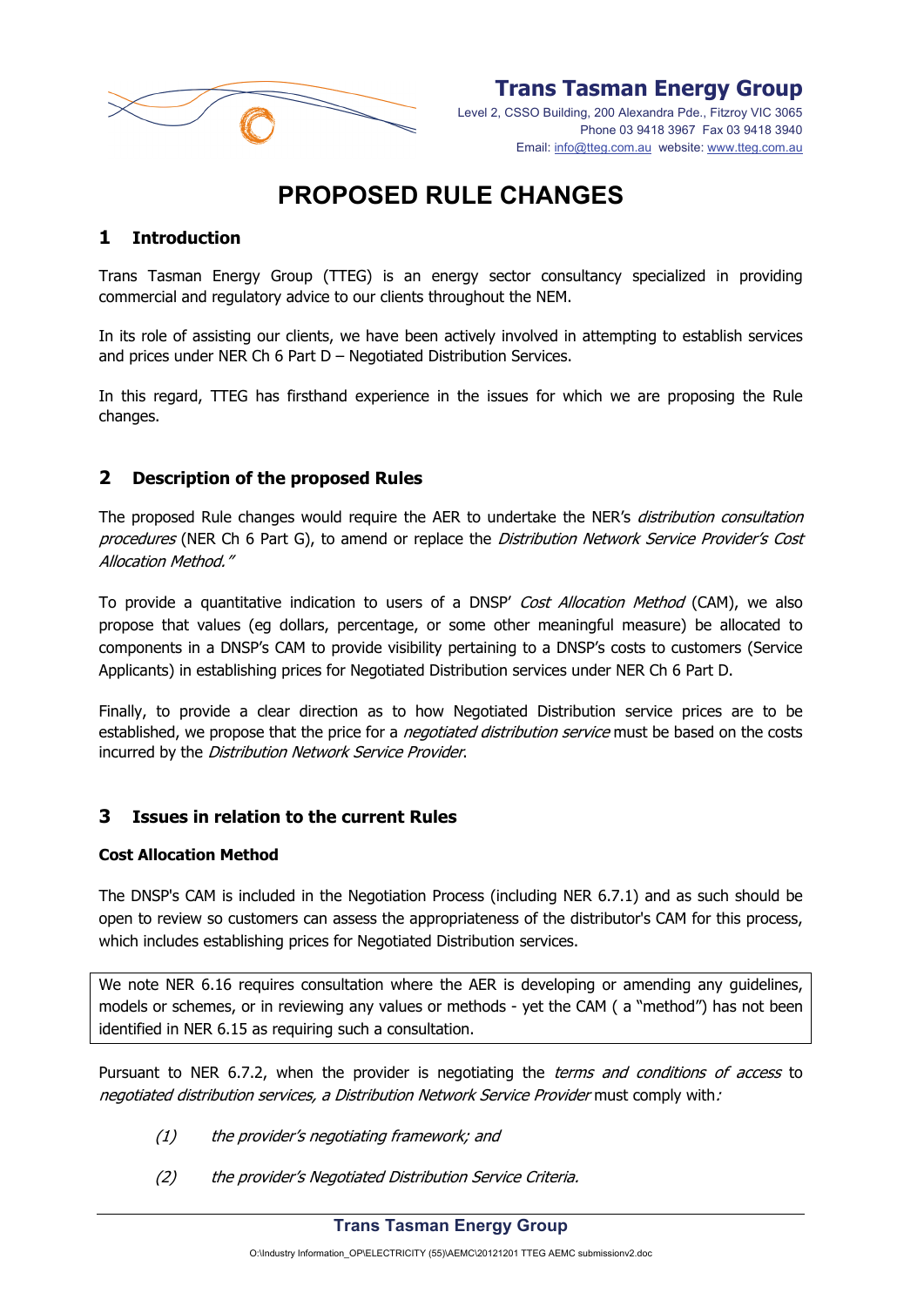# PROPOSED RULE CHANGES

## 1 Introduction

Trans Tasman Energy Group (TTEG) is an energy sector consultancy specialized in providing commercial and regulatory advice to our clients throughout the NEM.

In its role of assisting our clients, we have been actively involved in attempting to establish services and prices under NER Ch 6 Part D – Negotiated Distribution Services.

In this regard, TTEG has firsthand experience in the issues for which we are proposing the Rule changes.

## 2 Description of the proposed Rules

The proposed Rule changes would require the AER to undertake the NER's *distribution consultation procedures* (NER Ch 6 Part G), to amend or replace the *Distribution Network Service Provider's Cost Allocation Method."*

To provide a quantitative indication to users of a DNSP' *Cost Allocation Method* (CAM), we also propose that values (eg dollars, percentage, or some other meaningful measure) be allocated to components in a DNSP's CAM to provide visibility pertaining to a DNSP's costs to customers (Service Applicants) in establishing prices for Negotiated Distribution services under NER Ch 6 Part D.

Finally, to provide a clear direction as to how Negotiated Distribution service prices are to be established, we propose that the price for a *negotiated distribution service* must be based on the costs incurred by the *Distribution Network Service Provider*.

## 3 Issues in relation to the current Rules

**Cost Allocation Method**

The DNSP's CAM is included in the Negotiation Process (including NER 6.7.1) and as such should be open to review so customers can assess the appropriateness of the distributor's CAM for this process, which includes establishing prices for Negotiated Distribution services.

| We note NER 6.16 requires consultation where the AER is developing or amending any guidelines, models or schemes, or in reviewing any values or methods - yet the CAM ( a "method") has not been identified in NER 6.15 as requiring such a consultation. |
|---|

Pursuant to NER 6.7.2, when the provider is negotiating the *terms and conditions of access* to *negotiated distribution services, a Distribution Network Service Provider* must comply with*:*

*(1) the provider's negotiating framework; and*

*(2) the provider's Negotiated Distribution Service Criteria.*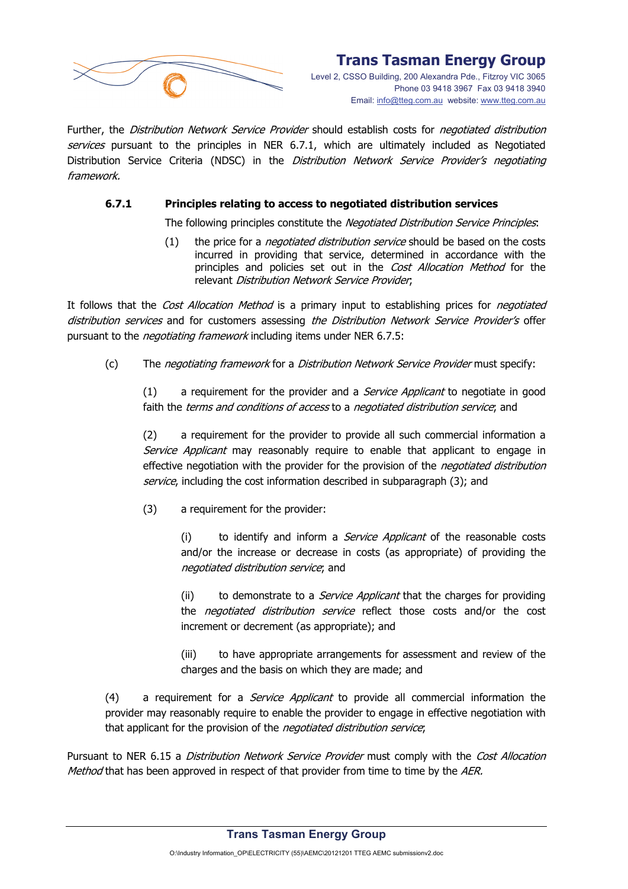Further, the *Distribution Network Service Provider* should establish costs for *negotiated distribution services* pursuant to the principles in NER 6.7.1, which are ultimately included as Negotiated Distribution Service Criteria (NDSC) in the *Distribution Network Service Provider's negotiating framework.*

**6.7.1 Principles relating to access to negotiated distribution services**

The following principles constitute the *Negotiated Distribution Service Principles*:

(1) the price for a *negotiated distribution service* should be based on the costs incurred in providing that service, determined in accordance with the principles and policies set out in the *Cost Allocation Method* for the relevant *Distribution Network Service Provider*;

It follows that the *Cost Allocation Method* is a primary input to establishing prices for *negotiated distribution services* and for customers assessing *the Distribution Network Service Provider's* offer pursuant to the *negotiating framework* including items under NER 6.7.5:

(c) The *negotiating framework* for a *Distribution Network Service Provider* must specify:

(1) a requirement for the provider and a *Service Applicant* to negotiate in good faith the *terms and conditions of access* to a *negotiated distribution service*; and

(2) a requirement for the provider to provide all such commercial information a *Service Applicant* may reasonably require to enable that applicant to engage in effective negotiation with the provider for the provision of the *negotiated distribution service*, including the cost information described in subparagraph (3); and

(3) a requirement for the provider:

(i) to identify and inform a *Service Applicant* of the reasonable costs and/or the increase or decrease in costs (as appropriate) of providing the *negotiated distribution service*; and

(ii) to demonstrate to a *Service Applicant* that the charges for providing the *negotiated distribution service* reflect those costs and/or the cost increment or decrement (as appropriate); and

(iii) to have appropriate arrangements for assessment and review of the charges and the basis on which they are made; and

(4) a requirement for a *Service Applicant* to provide all commercial information the provider may reasonably require to enable the provider to engage in effective negotiation with that applicant for the provision of the *negotiated distribution service*;

Pursuant to NER 6.15 a *Distribution Network Service Provider* must comply with the *Cost Allocation Method* that has been approved in respect of that provider from time to time by the *AER.*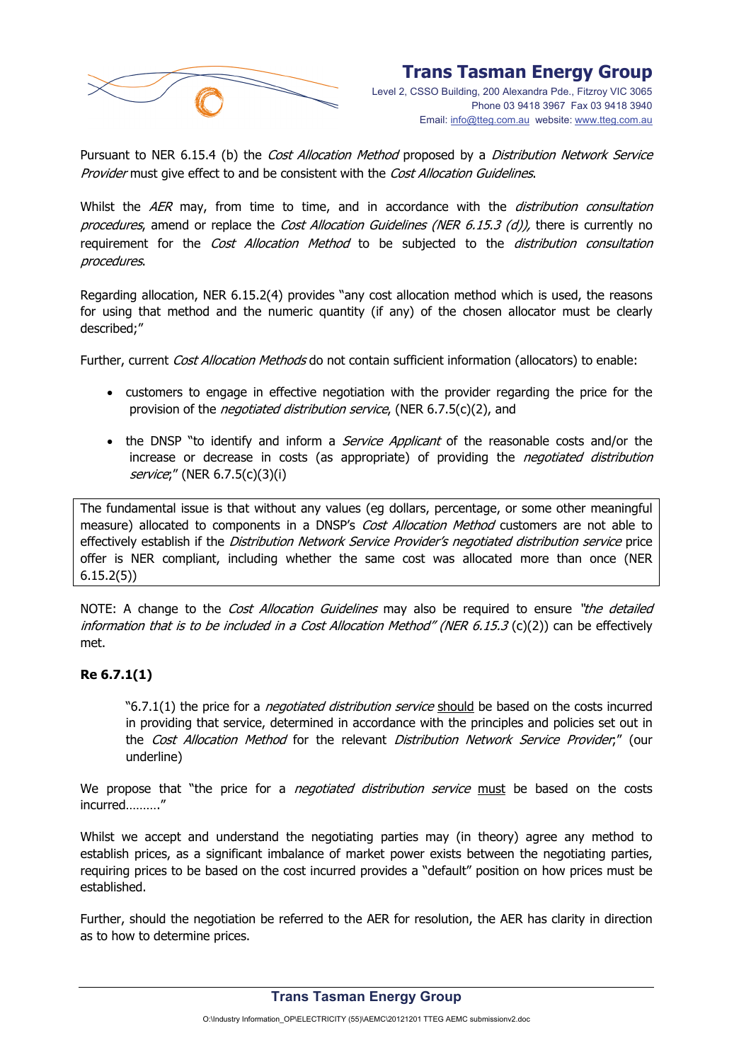Pursuant to NER 6.15.4 (b) the *Cost Allocation Method* proposed by a *Distribution Network Service Provider* must give effect to and be consistent with the *Cost Allocation Guidelines*.

Whilst the *AER* may, from time to time, and in accordance with the *distribution consultation procedures*, amend or replace the *Cost Allocation Guidelines (NER 6.15.3 (d)),* there is currently no requirement for the *Cost Allocation Method* to be subjected to the *distribution consultation procedures*.

Regarding allocation, NER 6.15.2(4) provides "any cost allocation method which is used, the reasons for using that method and the numeric quantity (if any) of the chosen allocator must be clearly described;"

Further, current *Cost Allocation Methods* do not contain sufficient information (allocators) to enable:

- customers to engage in effective negotiation with the provider regarding the price for the provision of the *negotiated distribution service*, (NER 6.7.5(c)(2), and
- the DNSP "to identify and inform a *Service Applicant* of the reasonable costs and/or the increase or decrease in costs (as appropriate) of providing the *negotiated distribution service*;" (NER 6.7.5(c)(3)(i)

| The fundamental issue is that without any values (eg dollars, percentage, or some other meaningful measure) allocated to components in a DNSP's *Cost Allocation Method* customers are not able to effectively establish if the *Distribution Network Service Provider's negotiated distribution service* price offer is NER compliant, including whether the same cost was allocated more than once (NER 6.15.2(5)) |
|---|

NOTE: A change to the *Cost Allocation Guidelines* may also be required to ensure *"the detailed information that is to be included in a Cost Allocation Method" (NER 6.15.3* (c)(2)) can be effectively met.

**Re 6.7.1(1)**

> "6.7.1(1) the price for a *negotiated distribution service* <u>should</u> be based on the costs incurred in providing that service, determined in accordance with the principles and policies set out in the *Cost Allocation Method* for the relevant *Distribution Network Service Provider*;" (our underline)

We propose that "the price for a *negotiated distribution service* <u>must</u> be based on the costs incurred………"

Whilst we accept and understand the negotiating parties may (in theory) agree any method to establish prices, as a significant imbalance of market power exists between the negotiating parties, requiring prices to be based on the cost incurred provides a "default" position on how prices must be established.

Further, should the negotiation be referred to the AER for resolution, the AER has clarity in direction as to how to determine prices.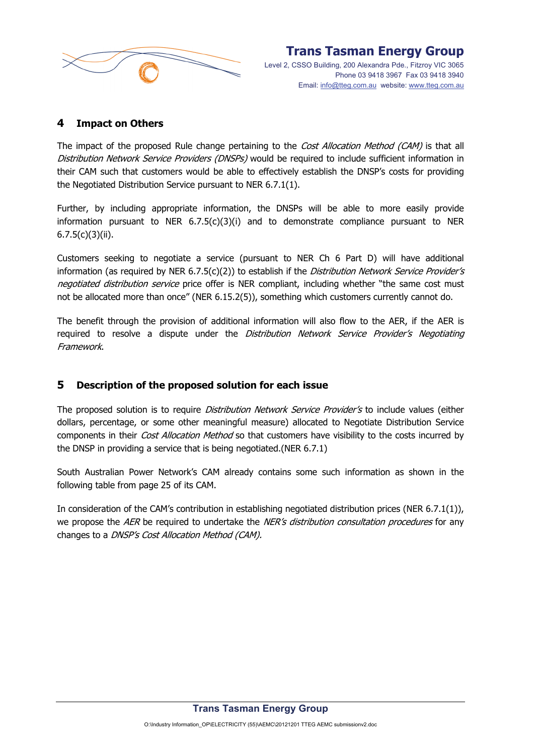## 4 Impact on Others

The impact of the proposed Rule change pertaining to the *Cost Allocation Method (CAM)* is that all *Distribution Network Service Providers (DNSPs)* would be required to include sufficient information in their CAM such that customers would be able to effectively establish the DNSP's costs for providing the Negotiated Distribution Service pursuant to NER 6.7.1(1).

Further, by including appropriate information, the DNSPs will be able to more easily provide information pursuant to NER 6.7.5(c)(3)(i) and to demonstrate compliance pursuant to NER 6.7.5(c)(3)(ii).

Customers seeking to negotiate a service (pursuant to NER Ch 6 Part D) will have additional information (as required by NER 6.7.5(c)(2)) to establish if the *Distribution Network Service Provider's negotiated distribution service* price offer is NER compliant, including whether "the same cost must not be allocated more than once" (NER 6.15.2(5)), something which customers currently cannot do.

The benefit through the provision of additional information will also flow to the AER, if the AER is required to resolve a dispute under the *Distribution Network Service Provider's Negotiating Framework*.

## 5 Description of the proposed solution for each issue

The proposed solution is to require *Distribution Network Service Provider's* to include values (either dollars, percentage, or some other meaningful measure) allocated to Negotiate Distribution Service components in their *Cost Allocation Method* so that customers have visibility to the costs incurred by the DNSP in providing a service that is being negotiated.(NER 6.7.1)

South Australian Power Network's CAM already contains some such information as shown in the following table from page 25 of its CAM.

In consideration of the CAM's contribution in establishing negotiated distribution prices (NER 6.7.1(1)), we propose the *AER* be required to undertake the *NER's distribution consultation procedures* for any changes to a *DNSP's Cost Allocation Method (CAM).*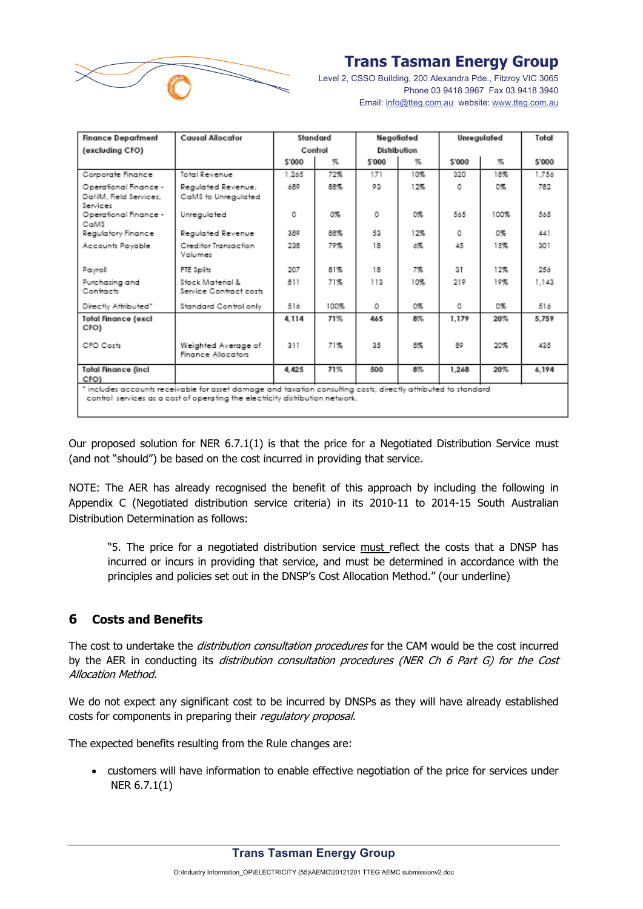| Finance Department (excluding CFO) | Causal Allocator | Standard Control | | Negotiated Distribution | | Unregulated | | Total |
|---|---|---|---|---|---|---|---|---|
| | | $'000 | % | $'000 | % | $'000 | % | $'000 |
| Corporate Finance | Total Revenue | 1,265 | 72% | 171 | 10% | 320 | 18% | 1,756 |
| Operational Finance - DaNM, Field Services, Services | Regulated Revenue. CaMS to Unregulated | 689 | 88% | 93 | 12% | 0 | 0% | 782 |
| Operational Finance - CaMS | Unregulated | 0 | 0% | 0 | 0% | 565 | 100% | 565 |
| Regulatory Finance | Regulated Revenue | 389 | 88% | 53 | 12% | 0 | 0% | 441 |
| Accounts Payable | Creditor Transaction Volumes | 238 | 79% | 18 | 6% | 45 | 15% | 301 |
| Payroll | FTE Splits | 207 | 81% | 18 | 7% | 31 | 12% | 256 |
| Purchasing and Contracts | Stock Material & Service Contract costs | 811 | 71% | 113 | 10% | 219 | 19% | 1,143 |
| Directly Attributed* | Standard Control only | 516 | 100% | 0 | 0% | 0 | 0% | 516 |
| **Total Finance (excl CFO)** | | **4,114** | **71%** | **465** | **8%** | **1,179** | **20%** | **5,759** |
| CFO Costs | Weighted Average of Finance Allocators | 311 | 71% | 35 | 8% | 89 | 20% | 435 |
| **Total Finance (incl CFO)** | | **4,425** | **71%** | **500** | **8%** | **1,268** | **20%** | **6,194** |

\* includes accounts receivable for asset damage and taxation consulting costs, directly attributed to standard control services as a cost of operating the electricity distribution network.

Our proposed solution for NER 6.7.1(1) is that the price for a Negotiated Distribution Service must (and not "should") be based on the cost incurred in providing that service.

NOTE: The AER has already recognised the benefit of this approach by including the following in Appendix C (Negotiated distribution service criteria) in its 2010-11 to 2014-15 South Australian Distribution Determination as follows:

> "5. The price for a negotiated distribution service <u>must</u> reflect the costs that a DNSP has incurred or incurs in providing that service, and must be determined in accordance with the principles and policies set out in the DNSP's Cost Allocation Method." (our underline)

## 6 Costs and Benefits

The cost to undertake the *distribution consultation procedures* for the CAM would be the cost incurred by the AER in conducting its *distribution consultation procedures (NER Ch 6 Part G) for the Cost Allocation Method.*

We do not expect any significant cost to be incurred by DNSPs as they will have already established costs for components in preparing their *regulatory proposal.*

The expected benefits resulting from the Rule changes are:

- customers will have information to enable effective negotiation of the price for services under NER 6.7.1(1)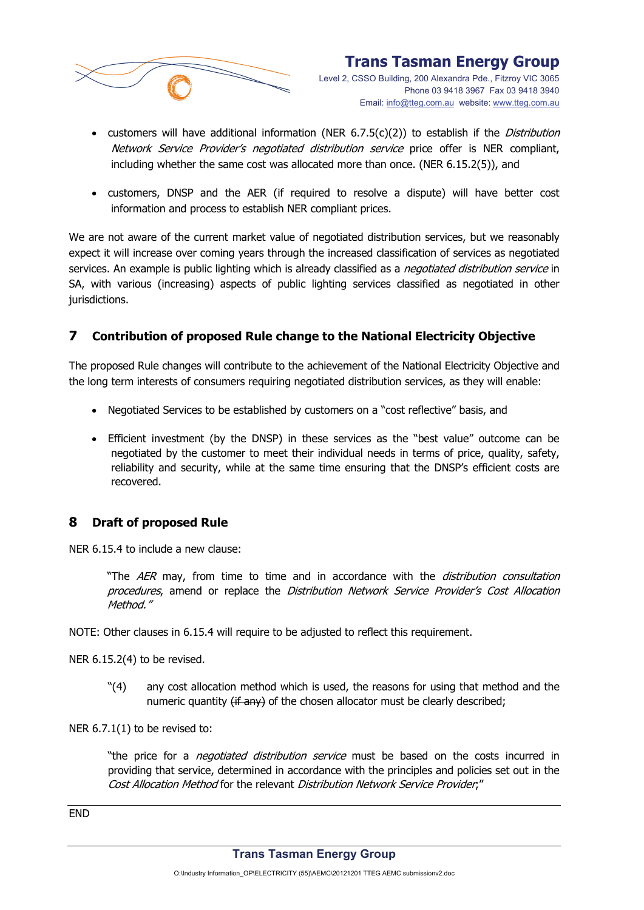- customers will have additional information (NER 6.7.5(c)(2)) to establish if the *Distribution Network Service Provider's negotiated distribution service* price offer is NER compliant, including whether the same cost was allocated more than once. (NER 6.15.2(5)), and

- customers, DNSP and the AER (if required to resolve a dispute) will have better cost information and process to establish NER compliant prices.

We are not aware of the current market value of negotiated distribution services, but we reasonably expect it will increase over coming years through the increased classification of services as negotiated services. An example is public lighting which is already classified as a *negotiated distribution service* in SA, with various (increasing) aspects of public lighting services classified as negotiated in other jurisdictions.

## 7 Contribution of proposed Rule change to the National Electricity Objective

The proposed Rule changes will contribute to the achievement of the National Electricity Objective and the long term interests of consumers requiring negotiated distribution services, as they will enable:

- Negotiated Services to be established by customers on a "cost reflective" basis, and

- Efficient investment (by the DNSP) in these services as the "best value" outcome can be negotiated by the customer to meet their individual needs in terms of price, quality, safety, reliability and security, while at the same time ensuring that the DNSP's efficient costs are recovered.

## 8 Draft of proposed Rule

NER 6.15.4 to include a new clause:

> "The *AER* may, from time to time and in accordance with the *distribution consultation procedures*, amend or replace the *Distribution Network Service Provider's Cost Allocation Method.*"

NOTE: Other clauses in 6.15.4 will require to be adjusted to reflect this requirement.

NER 6.15.2(4) to be revised.

> "(4) any cost allocation method which is used, the reasons for using that method and the numeric quantity ~~(if any)~~ of the chosen allocator must be clearly described;

NER 6.7.1(1) to be revised to:

> "the price for a *negotiated distribution service* must be based on the costs incurred in providing that service, determined in accordance with the principles and policies set out in the *Cost Allocation Method* for the relevant *Distribution Network Service Provider*;"

END